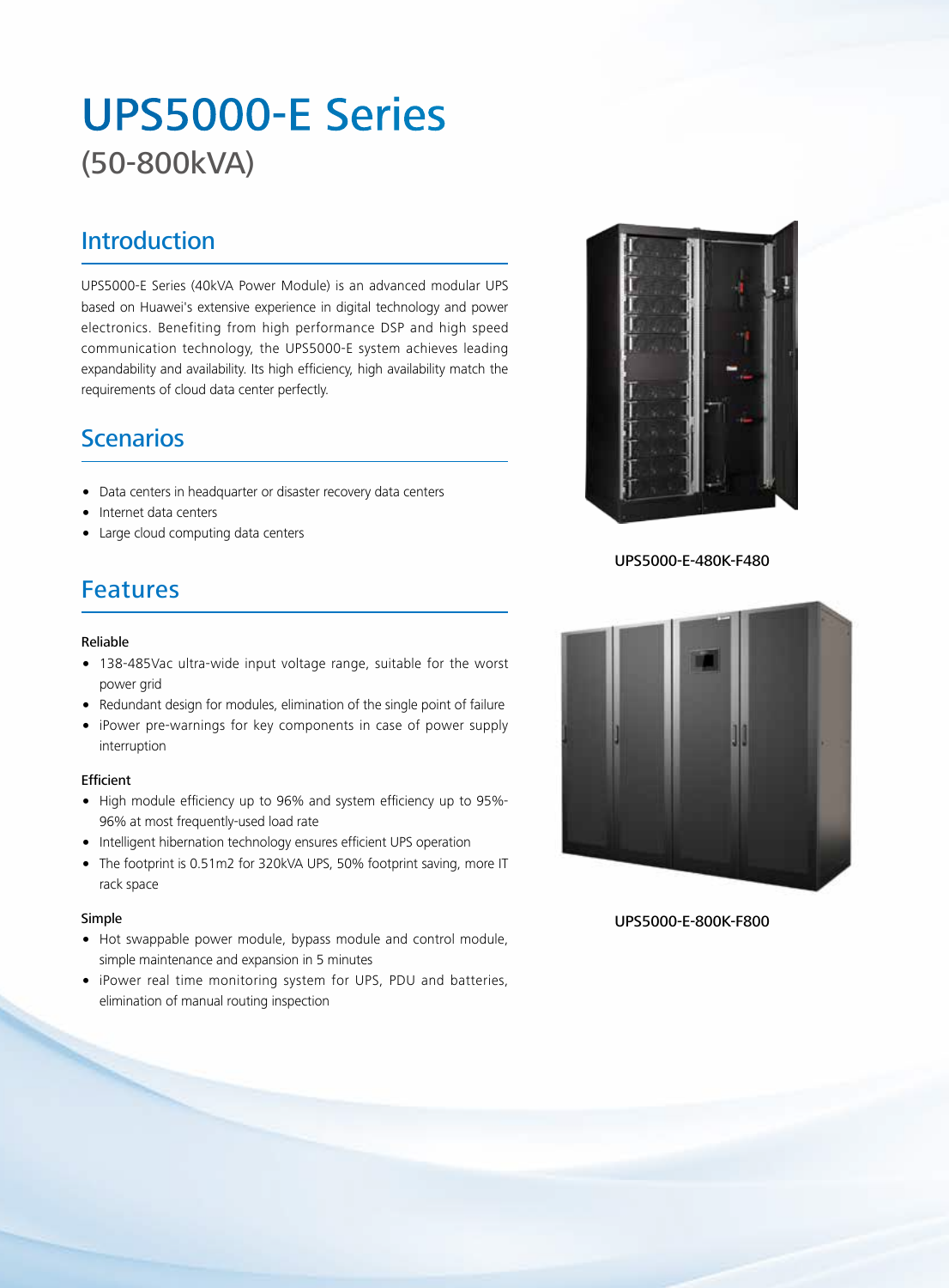# UPS5000-E Series
## (50-800kVA)

## Introduction

UPS5000-E Series (40kVA Power Module) is an advanced modular UPS based on Huawei's extensive experience in digital technology and power electronics. Benefiting from high performance DSP and high speed communication technology, the UPS5000-E system achieves leading expandability and availability. Its high efficiency, high availability match the requirements of cloud data center perfectly.

## Scenarios

- Data centers in headquarter or disaster recovery data centers
- Internet data centers
- Large cloud computing data centers

## Features

### Reliable

- 138-485Vac ultra-wide input voltage range, suitable for the worst power grid
- Redundant design for modules, elimination of the single point of failure
- iPower pre-warnings for key components in case of power supply interruption

### Efficient

- High module efficiency up to 96% and system efficiency up to 95%-96% at most frequently-used load rate
- Intelligent hibernation technology ensures efficient UPS operation
- The footprint is 0.51m2 for 320kVA UPS, 50% footprint saving, more IT rack space

### Simple

- Hot swappable power module, bypass module and control module, simple maintenance and expansion in 5 minutes
- iPower real time monitoring system for UPS, PDU and batteries, elimination of manual routing inspection

UPS5000-E-480K-F480

UPS5000-E-800K-F800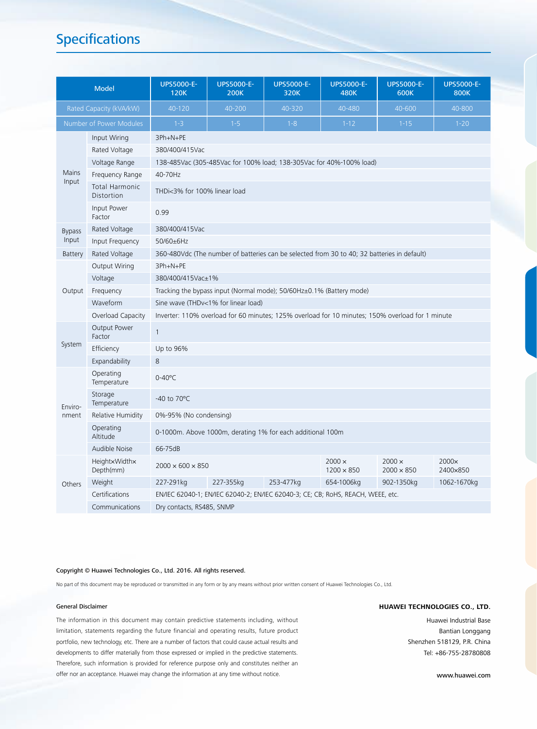# Specifications

| Model | | UPS5000-E-120K | UPS5000-E-200K | UPS5000-E-320K | UPS5000-E-480K | UPS5000-E-600K | UPS5000-E-800K |
|---|---|---|---|---|---|---|---|
| Rated Capacity (kVA/kW) | | 40-120 | 40-200 | 40-320 | 40-480 | 40-600 | 40-800 |
| Number of Power Modules | | 1-3 | 1-5 | 1-8 | 1-12 | 1-15 | 1-20 |
| Mains Input | Input Wiring | 3Ph+N+PE | | | | | |
| | Rated Voltage | 380/400/415Vac | | | | | |
| | Voltage Range | 138-485Vac (305-485Vac for 100% load; 138-305Vac for 40%-100% load) | | | | | |
| | Frequency Range | 40-70Hz | | | | | |
| | Total Harmonic Distortion | THDi<3% for 100% linear load | | | | | |
| | Input Power Factor | 0.99 | | | | | |
| Bypass Input | Rated Voltage | 380/400/415Vac | | | | | |
| | Input Frequency | 50/60±6Hz | | | | | |
| Battery | Rated Voltage | 360-480Vdc (The number of batteries can be selected from 30 to 40; 32 batteries in default) | | | | | |
| Output | Output Wiring | 3Ph+N+PE | | | | | |
| | Voltage | 380/400/415Vac±1% | | | | | |
| | Frequency | Tracking the bypass input (Normal mode); 50/60Hz±0.1% (Battery mode) | | | | | |
| | Waveform | Sine wave (THDv<1% for linear load) | | | | | |
| | Overload Capacity | Inverter: 110% overload for 60 minutes; 125% overload for 10 minutes; 150% overload for 1 minute | | | | | |
| System | Output Power Factor | 1 | | | | | |
| | Efficiency | Up to 96% | | | | | |
| | Expandability | 8 | | | | | |
| Environment | Operating Temperature | 0-40°C | | | | | |
| | Storage Temperature | -40 to 70°C | | | | | |
| | Relative Humidity | 0%-95% (No condensing) | | | | | |
| | Operating Altitude | 0-1000m. Above 1000m, derating 1% for each additional 100m | | | | | |
| | Audible Noise | 66-75dB | | | | | |
| Others | Height×Width×Depth(mm) | 2000 × 600 × 850 | | | 2000 × 1200 × 850 | 2000 × 2000 × 850 | 2000×2400×850 |
| | Weight | 227-291kg | 227-355kg | 253-477kg | 654-1006kg | 902-1350kg | 1062-1670kg |
| | Certifications | EN/IEC 62040-1; EN/IEC 62040-2; EN/IEC 62040-3; CE; CB; RoHS, REACH, WEEE, etc. | | | | | |
| | Communications | Dry contacts, RS485, SNMP | | | | | |

**Copyright © Huawei Technologies Co., Ltd. 2016. All rights reserved.**

No part of this document may be reproduced or transmitted in any form or by any means without prior written consent of Huawei Technologies Co., Ltd.

**General Disclaimer**

The information in this document may contain predictive statements including, without limitation, statements regarding the future financial and operating results, future product portfolio, new technology, etc. There are a number of factors that could cause actual results and developments to differ materially from those expressed or implied in the predictive statements. Therefore, such information is provided for reference purpose only and constitutes neither an offer nor an acceptance. Huawei may change the information at any time without notice.

**HUAWEI TECHNOLOGIES CO., LTD.**

Huawei Industrial Base
Bantian Longgang
Shenzhen 518129, P.R. China
Tel: +86-755-28780808

www.huawei.com